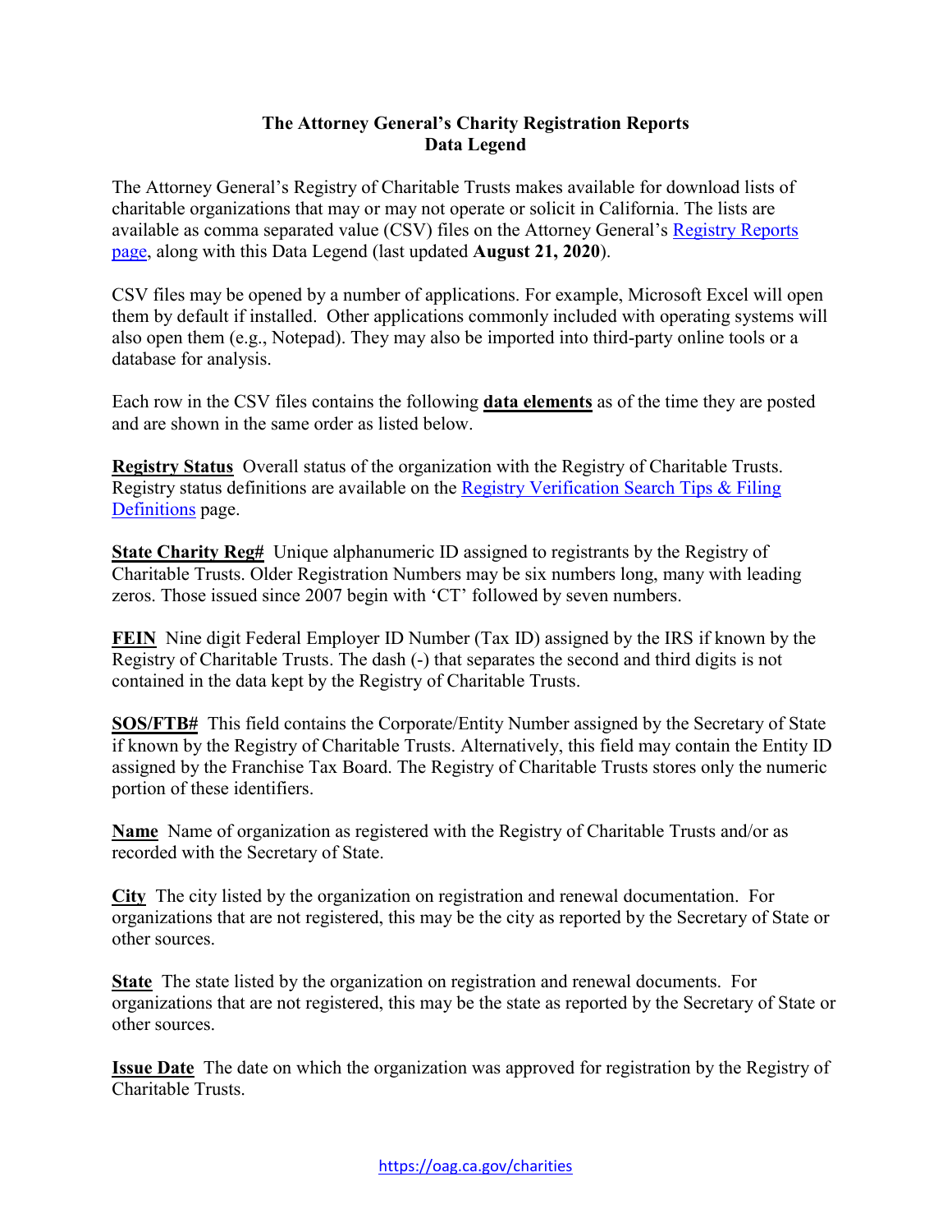# The Attorney General's Charity Registration Reports
## Data Legend

The Attorney General's Registry of Charitable Trusts makes available for download lists of charitable organizations that may or may not operate or solicit in California. The lists are available as comma separated value (CSV) files on the Attorney General's [Registry Reports page](), along with this Data Legend (last updated **August 21, 2020**).

CSV files may be opened by a number of applications. For example, Microsoft Excel will open them by default if installed. Other applications commonly included with operating systems will also open them (e.g., Notepad). They may also be imported into third-party online tools or a database for analysis.

Each row in the CSV files contains the following **data elements** as of the time they are posted and are shown in the same order as listed below.

**Registry Status** Overall status of the organization with the Registry of Charitable Trusts. Registry status definitions are available on the [Registry Verification Search Tips & Filing Definitions]() page.

**State Charity Reg#** Unique alphanumeric ID assigned to registrants by the Registry of Charitable Trusts. Older Registration Numbers may be six numbers long, many with leading zeros. Those issued since 2007 begin with 'CT' followed by seven numbers.

**FEIN** Nine digit Federal Employer ID Number (Tax ID) assigned by the IRS if known by the Registry of Charitable Trusts. The dash (-) that separates the second and third digits is not contained in the data kept by the Registry of Charitable Trusts.

**SOS/FTB#** This field contains the Corporate/Entity Number assigned by the Secretary of State if known by the Registry of Charitable Trusts. Alternatively, this field may contain the Entity ID assigned by the Franchise Tax Board. The Registry of Charitable Trusts stores only the numeric portion of these identifiers.

**Name** Name of organization as registered with the Registry of Charitable Trusts and/or as recorded with the Secretary of State.

**City** The city listed by the organization on registration and renewal documentation. For organizations that are not registered, this may be the city as reported by the Secretary of State or other sources.

**State** The state listed by the organization on registration and renewal documents. For organizations that are not registered, this may be the state as reported by the Secretary of State or other sources.

**Issue Date** The date on which the organization was approved for registration by the Registry of Charitable Trusts.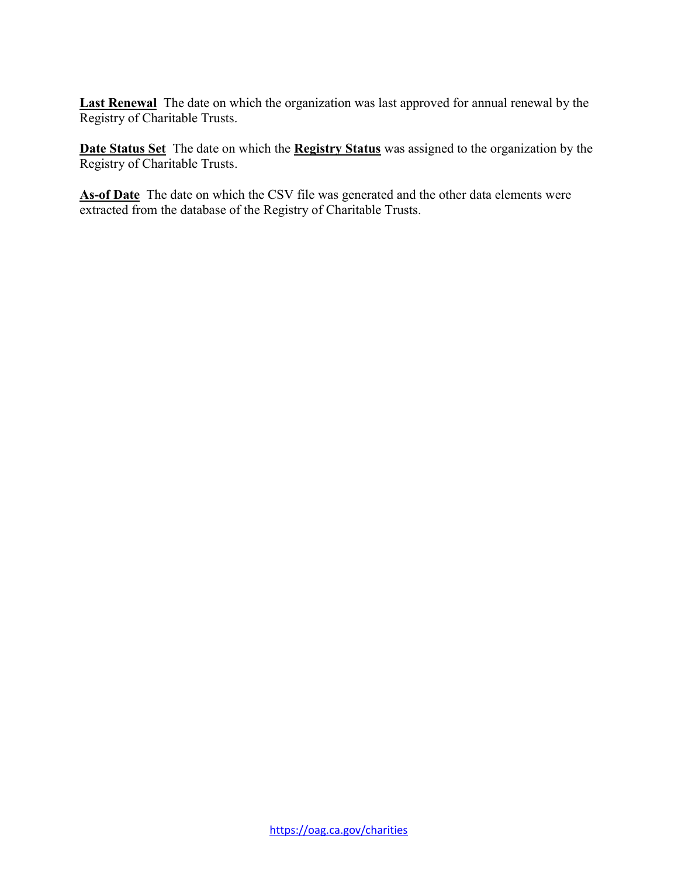**Last Renewal** The date on which the organization was last approved for annual renewal by the Registry of Charitable Trusts.

**Date Status Set** The date on which the **Registry Status** was assigned to the organization by the Registry of Charitable Trusts.

**As-of Date** The date on which the CSV file was generated and the other data elements were extracted from the database of the Registry of Charitable Trusts.

https://oag.ca.gov/charities